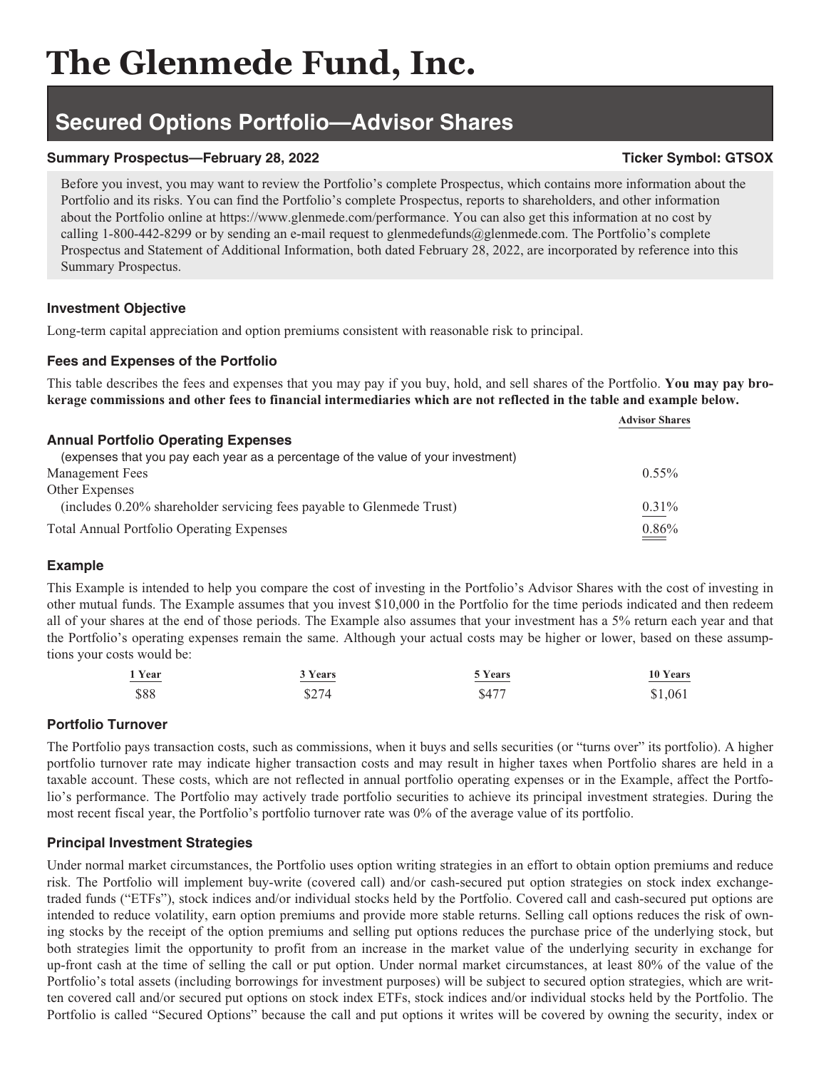# The Glenmede Fund, Inc.

## Secured Options Portfolio—Advisor Shares

**Summary Prospectus—February 28, 2022** **Ticker Symbol: GTSOX**

Before you invest, you may want to review the Portfolio's complete Prospectus, which contains more information about the Portfolio and its risks. You can find the Portfolio's complete Prospectus, reports to shareholders, and other information about the Portfolio online at https://www.glenmede.com/performance. You can also get this information at no cost by calling 1-800-442-8299 or by sending an e-mail request to glenmedefunds@glenmede.com. The Portfolio's complete Prospectus and Statement of Additional Information, both dated February 28, 2022, are incorporated by reference into this Summary Prospectus.

### Investment Objective

Long-term capital appreciation and option premiums consistent with reasonable risk to principal.

### Fees and Expenses of the Portfolio

This table describes the fees and expenses that you may pay if you buy, hold, and sell shares of the Portfolio. **You may pay brokerage commissions and other fees to financial intermediaries which are not reflected in the table and example below.**

| | Advisor Shares |
|---|---|
| **Annual Portfolio Operating Expenses** (expenses that you pay each year as a percentage of the value of your investment) | |
| Management Fees | 0.55% |
| Other Expenses (includes 0.20% shareholder servicing fees payable to Glenmede Trust) | 0.31% |
| Total Annual Portfolio Operating Expenses | 0.86% |

### Example

This Example is intended to help you compare the cost of investing in the Portfolio's Advisor Shares with the cost of investing in other mutual funds. The Example assumes that you invest $10,000 in the Portfolio for the time periods indicated and then redeem all of your shares at the end of those periods. The Example also assumes that your investment has a 5% return each year and that the Portfolio's operating expenses remain the same. Although your actual costs may be higher or lower, based on these assumptions your costs would be:

| 1 Year | 3 Years | 5 Years | 10 Years |
|---|---|---|---|
| $88 | $274 | $477 | $1,061 |

### Portfolio Turnover

The Portfolio pays transaction costs, such as commissions, when it buys and sells securities (or "turns over" its portfolio). A higher portfolio turnover rate may indicate higher transaction costs and may result in higher taxes when Portfolio shares are held in a taxable account. These costs, which are not reflected in annual portfolio operating expenses or in the Example, affect the Portfolio's performance. The Portfolio may actively trade portfolio securities to achieve its principal investment strategies. During the most recent fiscal year, the Portfolio's portfolio turnover rate was 0% of the average value of its portfolio.

### Principal Investment Strategies

Under normal market circumstances, the Portfolio uses option writing strategies in an effort to obtain option premiums and reduce risk. The Portfolio will implement buy-write (covered call) and/or cash-secured put option strategies on stock index exchange-traded funds ("ETFs"), stock indices and/or individual stocks held by the Portfolio. Covered call and cash-secured put options are intended to reduce volatility, earn option premiums and provide more stable returns. Selling call options reduces the risk of owning stocks by the receipt of the option premiums and selling put options reduces the purchase price of the underlying stock, but both strategies limit the opportunity to profit from an increase in the market value of the underlying security in exchange for up-front cash at the time of selling the call or put option. Under normal market circumstances, at least 80% of the value of the Portfolio's total assets (including borrowings for investment purposes) will be subject to secured option strategies, which are written covered call and/or secured put options on stock index ETFs, stock indices and/or individual stocks held by the Portfolio. The Portfolio is called "Secured Options" because the call and put options it writes will be covered by owning the security, index or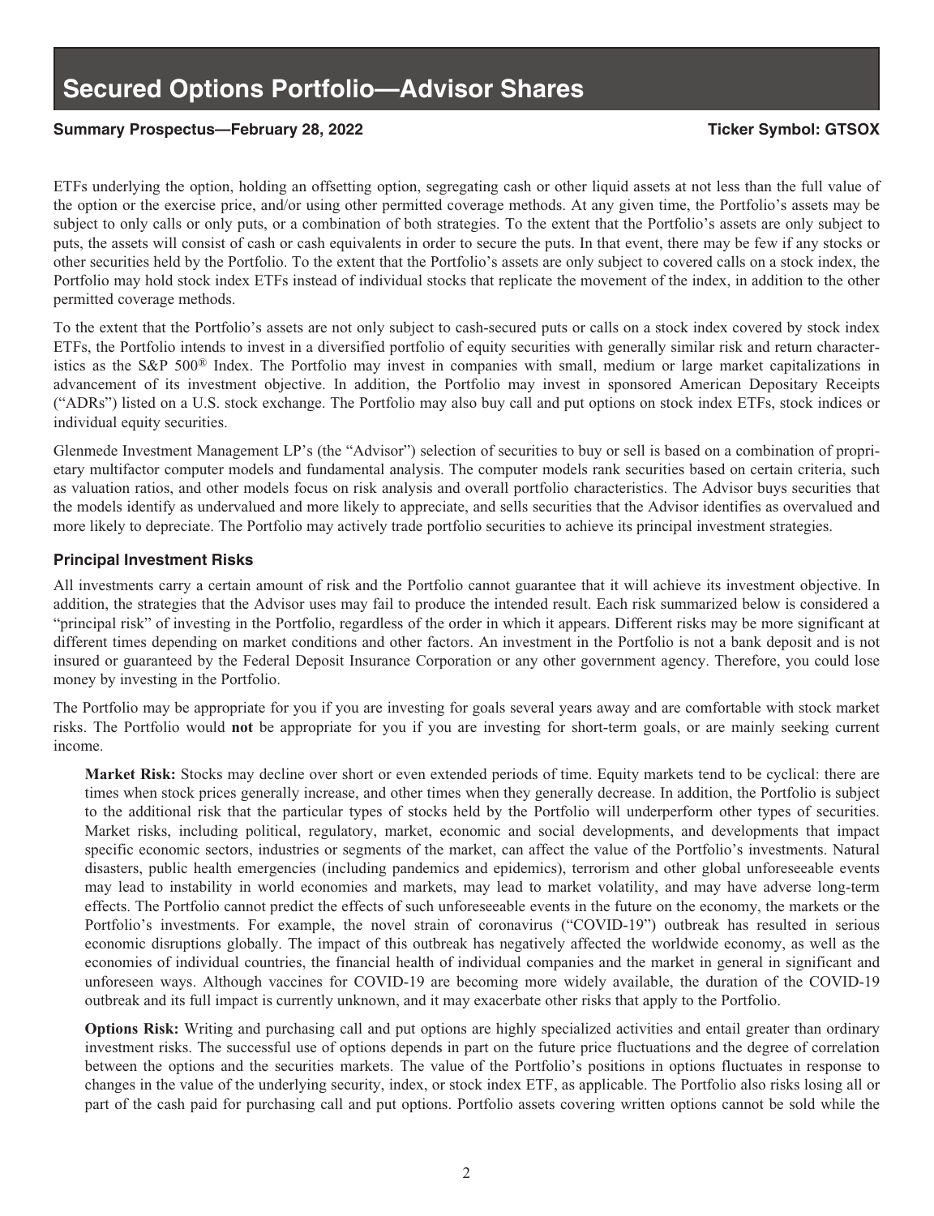ETFs underlying the option, holding an offsetting option, segregating cash or other liquid assets at not less than the full value of the option or the exercise price, and/or using other permitted coverage methods. At any given time, the Portfolio's assets may be subject to only calls or only puts, or a combination of both strategies. To the extent that the Portfolio's assets are only subject to puts, the assets will consist of cash or cash equivalents in order to secure the puts. In that event, there may be few if any stocks or other securities held by the Portfolio. To the extent that the Portfolio's assets are only subject to covered calls on a stock index, the Portfolio may hold stock index ETFs instead of individual stocks that replicate the movement of the index, in addition to the other permitted coverage methods.

To the extent that the Portfolio's assets are not only subject to cash-secured puts or calls on a stock index covered by stock index ETFs, the Portfolio intends to invest in a diversified portfolio of equity securities with generally similar risk and return characteristics as the S&P 500® Index. The Portfolio may invest in companies with small, medium or large market capitalizations in advancement of its investment objective. In addition, the Portfolio may invest in sponsored American Depositary Receipts ("ADRs") listed on a U.S. stock exchange. The Portfolio may also buy call and put options on stock index ETFs, stock indices or individual equity securities.

Glenmede Investment Management LP's (the "Advisor") selection of securities to buy or sell is based on a combination of proprietary multifactor computer models and fundamental analysis. The computer models rank securities based on certain criteria, such as valuation ratios, and other models focus on risk analysis and overall portfolio characteristics. The Advisor buys securities that the models identify as undervalued and more likely to appreciate, and sells securities that the Advisor identifies as overvalued and more likely to depreciate. The Portfolio may actively trade portfolio securities to achieve its principal investment strategies.

### Principal Investment Risks

All investments carry a certain amount of risk and the Portfolio cannot guarantee that it will achieve its investment objective. In addition, the strategies that the Advisor uses may fail to produce the intended result. Each risk summarized below is considered a "principal risk" of investing in the Portfolio, regardless of the order in which it appears. Different risks may be more significant at different times depending on market conditions and other factors. An investment in the Portfolio is not a bank deposit and is not insured or guaranteed by the Federal Deposit Insurance Corporation or any other government agency. Therefore, you could lose money by investing in the Portfolio.

The Portfolio may be appropriate for you if you are investing for goals several years away and are comfortable with stock market risks. The Portfolio would **not** be appropriate for you if you are investing for short-term goals, or are mainly seeking current income.

**Market Risk:** Stocks may decline over short or even extended periods of time. Equity markets tend to be cyclical: there are times when stock prices generally increase, and other times when they generally decrease. In addition, the Portfolio is subject to the additional risk that the particular types of stocks held by the Portfolio will underperform other types of securities. Market risks, including political, regulatory, market, economic and social developments, and developments that impact specific economic sectors, industries or segments of the market, can affect the value of the Portfolio's investments. Natural disasters, public health emergencies (including pandemics and epidemics), terrorism and other global unforeseeable events may lead to instability in world economies and markets, may lead to market volatility, and may have adverse long-term effects. The Portfolio cannot predict the effects of such unforeseeable events in the future on the economy, the markets or the Portfolio's investments. For example, the novel strain of coronavirus ("COVID-19") outbreak has resulted in serious economic disruptions globally. The impact of this outbreak has negatively affected the worldwide economy, as well as the economies of individual countries, the financial health of individual companies and the market in general in significant and unforeseen ways. Although vaccines for COVID-19 are becoming more widely available, the duration of the COVID-19 outbreak and its full impact is currently unknown, and it may exacerbate other risks that apply to the Portfolio.

**Options Risk:** Writing and purchasing call and put options are highly specialized activities and entail greater than ordinary investment risks. The successful use of options depends in part on the future price fluctuations and the degree of correlation between the options and the securities markets. The value of the Portfolio's positions in options fluctuates in response to changes in the value of the underlying security, index, or stock index ETF, as applicable. The Portfolio also risks losing all or part of the cash paid for purchasing call and put options. Portfolio assets covering written options cannot be sold while the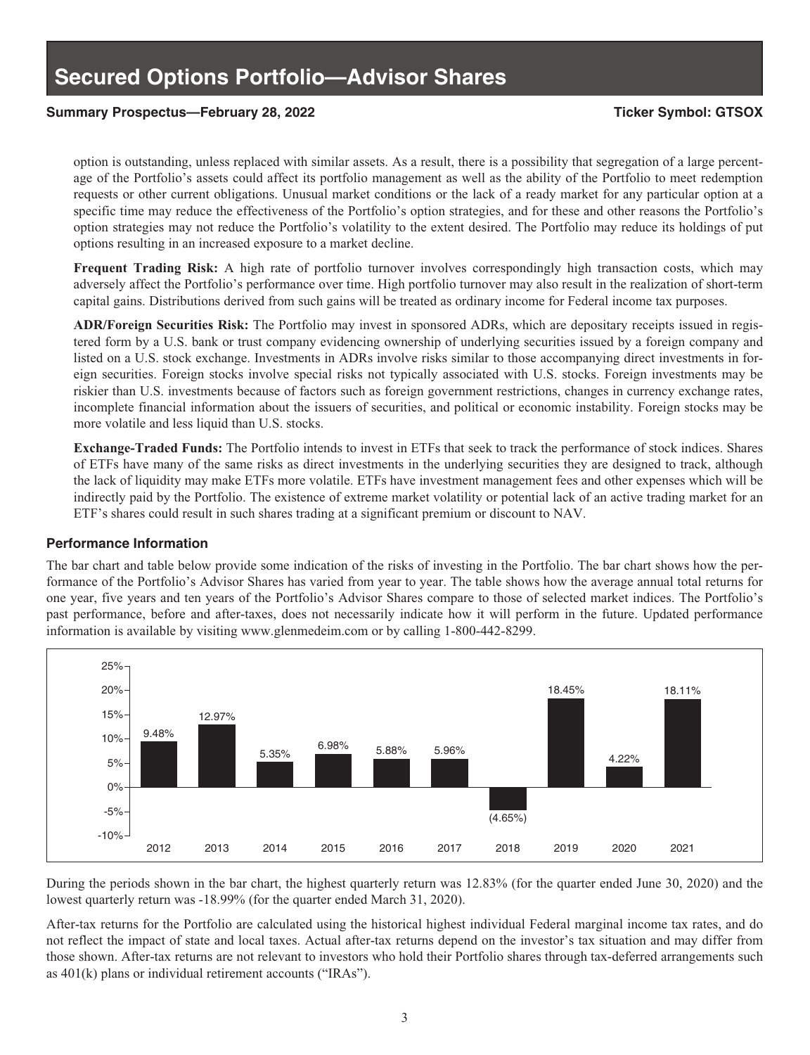option is outstanding, unless replaced with similar assets. As a result, there is a possibility that segregation of a large percentage of the Portfolio's assets could affect its portfolio management as well as the ability of the Portfolio to meet redemption requests or other current obligations. Unusual market conditions or the lack of a ready market for any particular option at a specific time may reduce the effectiveness of the Portfolio's option strategies, and for these and other reasons the Portfolio's option strategies may not reduce the Portfolio's volatility to the extent desired. The Portfolio may reduce its holdings of put options resulting in an increased exposure to a market decline.

**Frequent Trading Risk:** A high rate of portfolio turnover involves correspondingly high transaction costs, which may adversely affect the Portfolio's performance over time. High portfolio turnover may also result in the realization of short-term capital gains. Distributions derived from such gains will be treated as ordinary income for Federal income tax purposes.

**ADR/Foreign Securities Risk:** The Portfolio may invest in sponsored ADRs, which are depositary receipts issued in registered form by a U.S. bank or trust company evidencing ownership of underlying securities issued by a foreign company and listed on a U.S. stock exchange. Investments in ADRs involve risks similar to those accompanying direct investments in foreign securities. Foreign stocks involve special risks not typically associated with U.S. stocks. Foreign investments may be riskier than U.S. investments because of factors such as foreign government restrictions, changes in currency exchange rates, incomplete financial information about the issuers of securities, and political or economic instability. Foreign stocks may be more volatile and less liquid than U.S. stocks.

**Exchange-Traded Funds:** The Portfolio intends to invest in ETFs that seek to track the performance of stock indices. Shares of ETFs have many of the same risks as direct investments in the underlying securities they are designed to track, although the lack of liquidity may make ETFs more volatile. ETFs have investment management fees and other expenses which will be indirectly paid by the Portfolio. The existence of extreme market volatility or potential lack of an active trading market for an ETF's shares could result in such shares trading at a significant premium or discount to NAV.

### Performance Information

The bar chart and table below provide some indication of the risks of investing in the Portfolio. The bar chart shows how the performance of the Portfolio's Advisor Shares has varied from year to year. The table shows how the average annual total returns for one year, five years and ten years of the Portfolio's Advisor Shares compare to those of selected market indices. The Portfolio's past performance, before and after-taxes, does not necessarily indicate how it will perform in the future. Updated performance information is available by visiting www.glenmedeim.com or by calling 1-800-442-8299.

| 2012 | 2013 | 2014 | 2015 | 2016 | 2017 | 2018 | 2019 | 2020 | 2021 |
|---|---|---|---|---|---|---|---|---|---|
| 9.48% | 12.97% | 5.35% | 6.98% | 5.88% | 5.96% | (4.65%) | 18.45% | 4.22% | 18.11% |

During the periods shown in the bar chart, the highest quarterly return was 12.83% (for the quarter ended June 30, 2020) and the lowest quarterly return was -18.99% (for the quarter ended March 31, 2020).

After-tax returns for the Portfolio are calculated using the historical highest individual Federal marginal income tax rates, and do not reflect the impact of state and local taxes. Actual after-tax returns depend on the investor's tax situation and may differ from those shown. After-tax returns are not relevant to investors who hold their Portfolio shares through tax-deferred arrangements such as 401(k) plans or individual retirement accounts ("IRAs").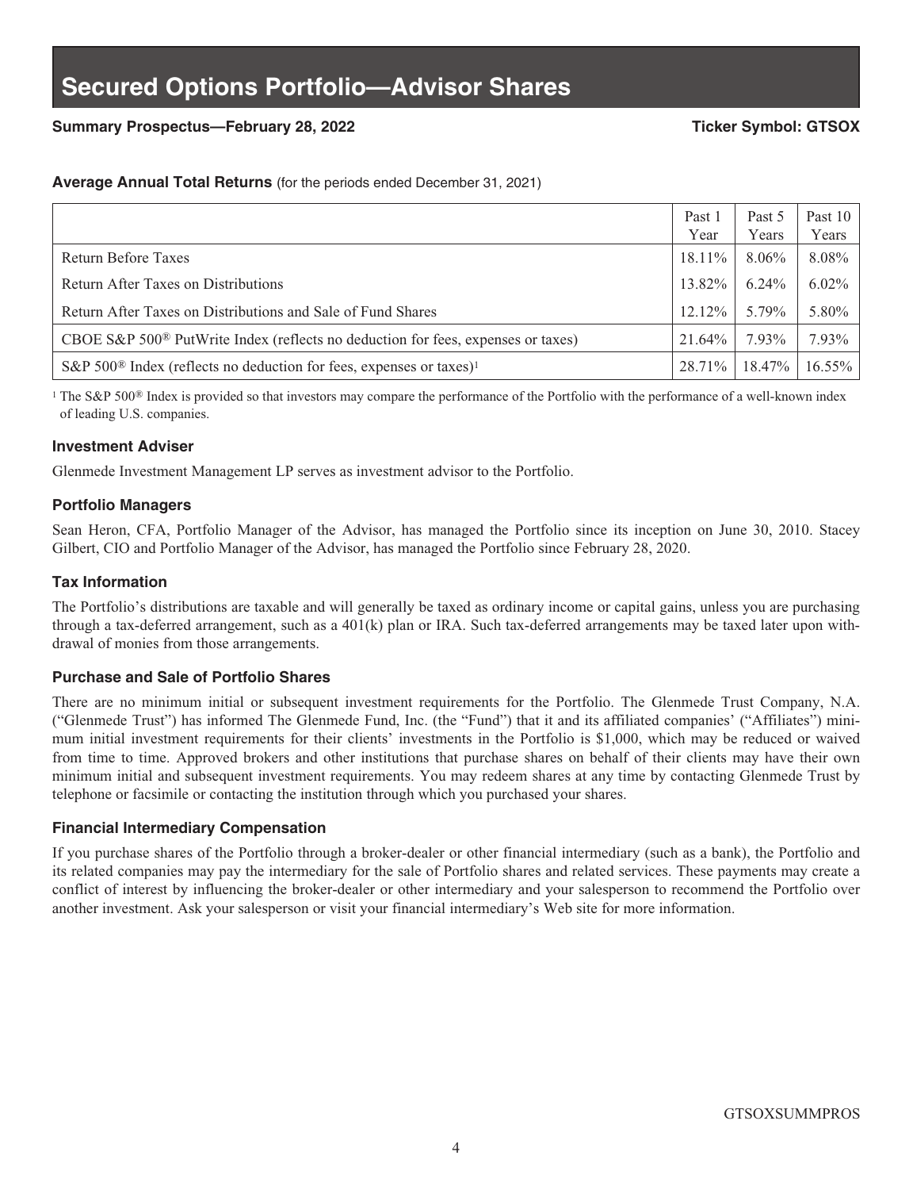# Secured Options Portfolio—Advisor Shares

**Summary Prospectus—February 28, 2022** **Ticker Symbol: GTSOX**

**Average Annual Total Returns** (for the periods ended December 31, 2021)

| | Past 1 Year | Past 5 Years | Past 10 Years |
|---|---|---|---|
| Return Before Taxes | 18.11% | 8.06% | 8.08% |
| Return After Taxes on Distributions | 13.82% | 6.24% | 6.02% |
| Return After Taxes on Distributions and Sale of Fund Shares | 12.12% | 5.79% | 5.80% |
| CBOE S&P 500® PutWrite Index (reflects no deduction for fees, expenses or taxes) | 21.64% | 7.93% | 7.93% |
| S&P 500® Index (reflects no deduction for fees, expenses or taxes)[1] | 28.71% | 18.47% | 16.55% |

[1] The S&P 500® Index is provided so that investors may compare the performance of the Portfolio with the performance of a well-known index of leading U.S. companies.

### Investment Adviser

Glenmede Investment Management LP serves as investment advisor to the Portfolio.

### Portfolio Managers

Sean Heron, CFA, Portfolio Manager of the Advisor, has managed the Portfolio since its inception on June 30, 2010. Stacey Gilbert, CIO and Portfolio Manager of the Advisor, has managed the Portfolio since February 28, 2020.

### Tax Information

The Portfolio's distributions are taxable and will generally be taxed as ordinary income or capital gains, unless you are purchasing through a tax-deferred arrangement, such as a 401(k) plan or IRA. Such tax-deferred arrangements may be taxed later upon withdrawal of monies from those arrangements.

### Purchase and Sale of Portfolio Shares

There are no minimum initial or subsequent investment requirements for the Portfolio. The Glenmede Trust Company, N.A. ("Glenmede Trust") has informed The Glenmede Fund, Inc. (the "Fund") that it and its affiliated companies' ("Affiliates") minimum initial investment requirements for their clients' investments in the Portfolio is $1,000, which may be reduced or waived from time to time. Approved brokers and other institutions that purchase shares on behalf of their clients may have their own minimum initial and subsequent investment requirements. You may redeem shares at any time by contacting Glenmede Trust by telephone or facsimile or contacting the institution through which you purchased your shares.

### Financial Intermediary Compensation

If you purchase shares of the Portfolio through a broker-dealer or other financial intermediary (such as a bank), the Portfolio and its related companies may pay the intermediary for the sale of Portfolio shares and related services. These payments may create a conflict of interest by influencing the broker-dealer or other intermediary and your salesperson to recommend the Portfolio over another investment. Ask your salesperson or visit your financial intermediary's Web site for more information.

GTSOXSUMMPROS